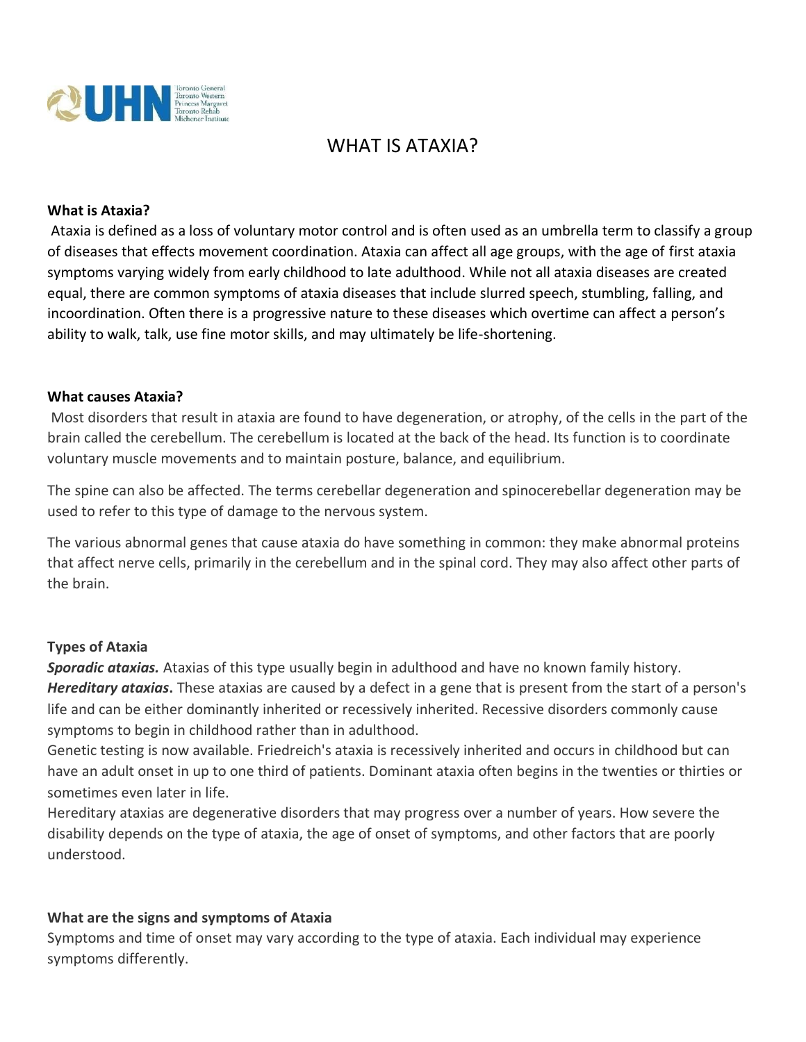# WHAT IS ATAXIA?

**What is Ataxia?**

Ataxia is defined as a loss of voluntary motor control and is often used as an umbrella term to classify a group of diseases that effects movement coordination. Ataxia can affect all age groups, with the age of first ataxia symptoms varying widely from early childhood to late adulthood. While not all ataxia diseases are created equal, there are common symptoms of ataxia diseases that include slurred speech, stumbling, falling, and incoordination. Often there is a progressive nature to these diseases which overtime can affect a person's ability to walk, talk, use fine motor skills, and may ultimately be life-shortening.

**What causes Ataxia?**

Most disorders that result in ataxia are found to have degeneration, or atrophy, of the cells in the part of the brain called the cerebellum. The cerebellum is located at the back of the head. Its function is to coordinate voluntary muscle movements and to maintain posture, balance, and equilibrium.

The spine can also be affected. The terms cerebellar degeneration and spinocerebellar degeneration may be used to refer to this type of damage to the nervous system.

The various abnormal genes that cause ataxia do have something in common: they make abnormal proteins that affect nerve cells, primarily in the cerebellum and in the spinal cord. They may also affect other parts of the brain.

**Types of Ataxia**

***Sporadic ataxias.*** Ataxias of this type usually begin in adulthood and have no known family history.
***Hereditary ataxias*.** These ataxias are caused by a defect in a gene that is present from the start of a person's life and can be either dominantly inherited or recessively inherited. Recessive disorders commonly cause symptoms to begin in childhood rather than in adulthood.
Genetic testing is now available. Friedreich's ataxia is recessively inherited and occurs in childhood but can have an adult onset in up to one third of patients. Dominant ataxia often begins in the twenties or thirties or sometimes even later in life.
Hereditary ataxias are degenerative disorders that may progress over a number of years. How severe the disability depends on the type of ataxia, the age of onset of symptoms, and other factors that are poorly understood.

**What are the signs and symptoms of Ataxia**

Symptoms and time of onset may vary according to the type of ataxia. Each individual may experience symptoms differently.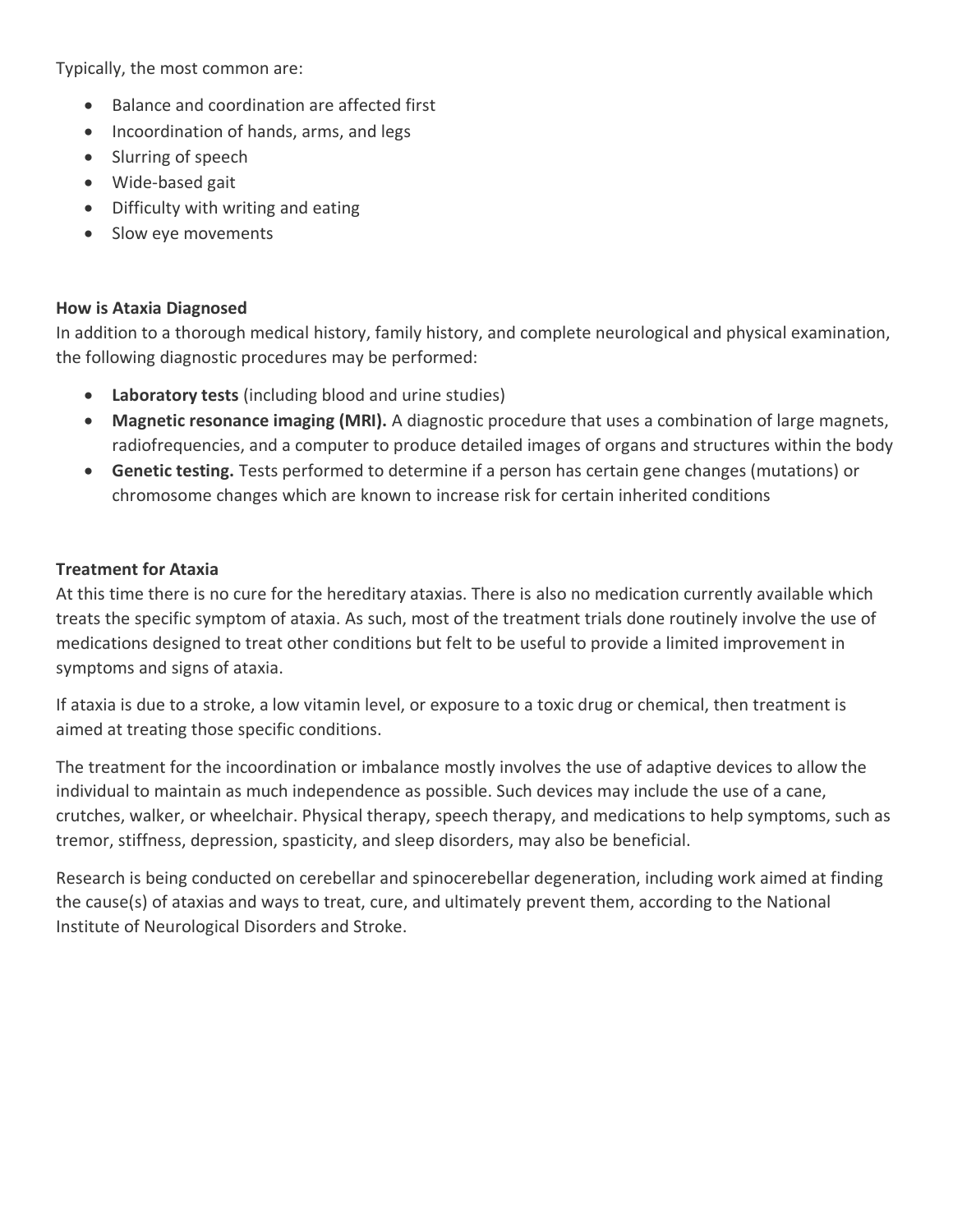Typically, the most common are:

- Balance and coordination are affected first
- Incoordination of hands, arms, and legs
- Slurring of speech
- Wide-based gait
- Difficulty with writing and eating
- Slow eye movements

**How is Ataxia Diagnosed**

In addition to a thorough medical history, family history, and complete neurological and physical examination, the following diagnostic procedures may be performed:

- **Laboratory tests** (including blood and urine studies)
- **Magnetic resonance imaging (MRI).** A diagnostic procedure that uses a combination of large magnets, radiofrequencies, and a computer to produce detailed images of organs and structures within the body
- **Genetic testing.** Tests performed to determine if a person has certain gene changes (mutations) or chromosome changes which are known to increase risk for certain inherited conditions

**Treatment for Ataxia**

At this time there is no cure for the hereditary ataxias. There is also no medication currently available which treats the specific symptom of ataxia. As such, most of the treatment trials done routinely involve the use of medications designed to treat other conditions but felt to be useful to provide a limited improvement in symptoms and signs of ataxia.

If ataxia is due to a stroke, a low vitamin level, or exposure to a toxic drug or chemical, then treatment is aimed at treating those specific conditions.

The treatment for the incoordination or imbalance mostly involves the use of adaptive devices to allow the individual to maintain as much independence as possible. Such devices may include the use of a cane, crutches, walker, or wheelchair. Physical therapy, speech therapy, and medications to help symptoms, such as tremor, stiffness, depression, spasticity, and sleep disorders, may also be beneficial.

Research is being conducted on cerebellar and spinocerebellar degeneration, including work aimed at finding the cause(s) of ataxias and ways to treat, cure, and ultimately prevent them, according to the National Institute of Neurological Disorders and Stroke.